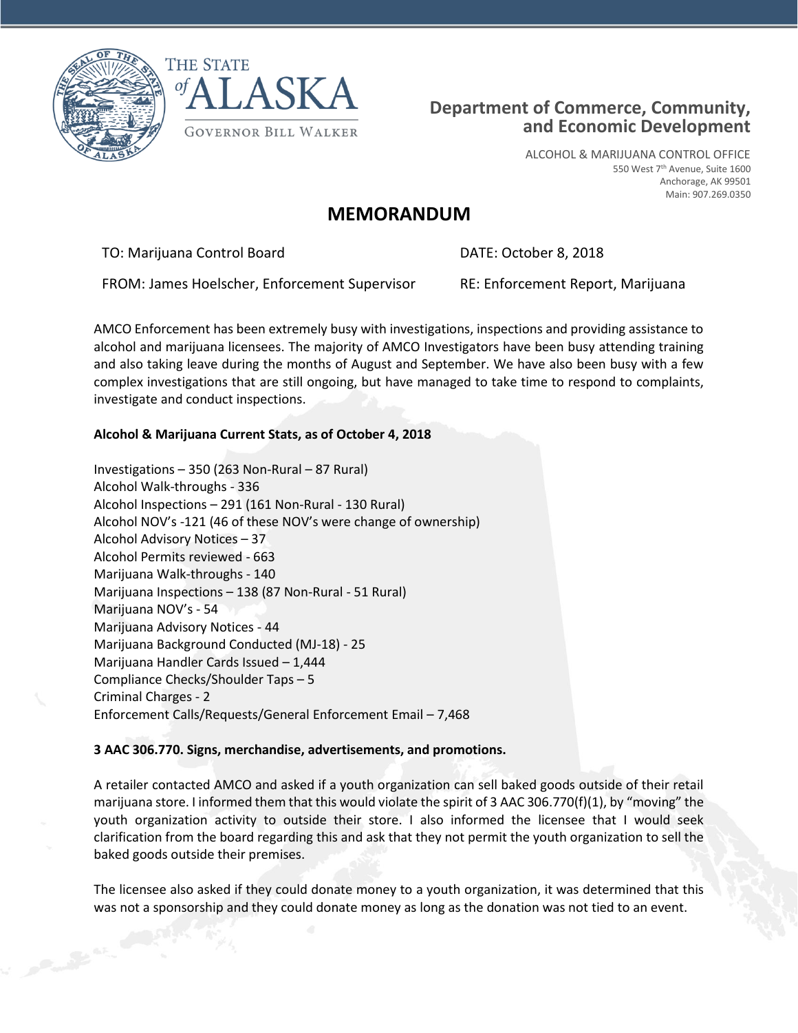THE STATE of ALASKA

GOVERNOR BILL WALKER

**Department of Commerce, Community, and Economic Development**

ALCOHOL & MARIJUANA CONTROL OFFICE
550 West 7th Avenue, Suite 1600
Anchorage, AK 99501
Main: 907.269.0350

# MEMORANDUM

TO: Marijuana Control Board

DATE: October 8, 2018

FROM: James Hoelscher, Enforcement Supervisor

RE: Enforcement Report, Marijuana

AMCO Enforcement has been extremely busy with investigations, inspections and providing assistance to alcohol and marijuana licensees. The majority of AMCO Investigators have been busy attending training and also taking leave during the months of August and September. We have also been busy with a few complex investigations that are still ongoing, but have managed to take time to respond to complaints, investigate and conduct inspections.

**Alcohol & Marijuana Current Stats, as of October 4, 2018**

Investigations – 350 (263 Non-Rural – 87 Rural)
Alcohol Walk-throughs - 336
Alcohol Inspections – 291 (161 Non-Rural - 130 Rural)
Alcohol NOV's -121 (46 of these NOV's were change of ownership)
Alcohol Advisory Notices – 37
Alcohol Permits reviewed - 663
Marijuana Walk-throughs - 140
Marijuana Inspections – 138 (87 Non-Rural - 51 Rural)
Marijuana NOV's - 54
Marijuana Advisory Notices - 44
Marijuana Background Conducted (MJ-18) - 25
Marijuana Handler Cards Issued – 1,444
Compliance Checks/Shoulder Taps – 5
Criminal Charges - 2
Enforcement Calls/Requests/General Enforcement Email – 7,468

**3 AAC 306.770. Signs, merchandise, advertisements, and promotions.**

A retailer contacted AMCO and asked if a youth organization can sell baked goods outside of their retail marijuana store. I informed them that this would violate the spirit of 3 AAC 306.770(f)(1), by "moving" the youth organization activity to outside their store. I also informed the licensee that I would seek clarification from the board regarding this and ask that they not permit the youth organization to sell the baked goods outside their premises.

The licensee also asked if they could donate money to a youth organization, it was determined that this was not a sponsorship and they could donate money as long as the donation was not tied to an event.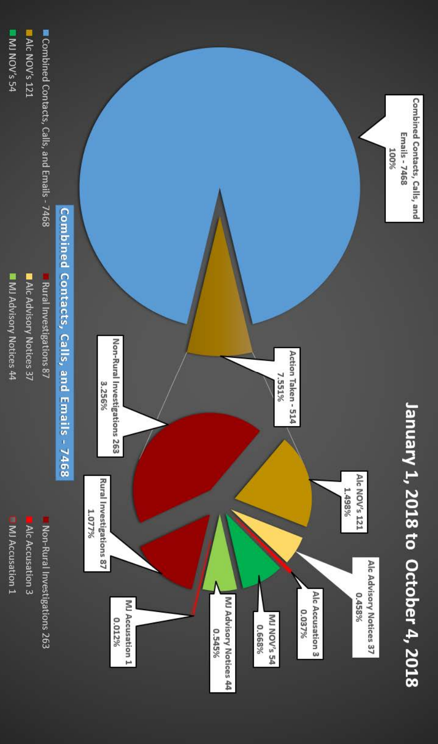# January 1, 2018 to October 4, 2018

Combined Contacts, Calls, and Emails - 7468
100%

Action Taken - 514
7.551%

Non-Rural Investigations 263
3.256%

Alc NOV's 121
1.498%

Alc Advisory Notices 37
0.458%

Alc Accusation 3
0.037%

MJ NOV's 54
0.668%

MJ Advisory Notices 44
0.545%

MJ Accusation 1
0.012%

Rural Investigations 87
1.077%

Combined Contacts, Calls, and Emails - 7468

- Combined Contacts, Calls, and Emails - 7468
- Alc NOV's 121
- MJ NOV's 54
- Rural Investigations 87
- Alc Advisory Notices 37
- MJ Advisory Notices 44
- Non-Rural Investigations 263
- Alc Accusation 3
- MJ Accusation 1